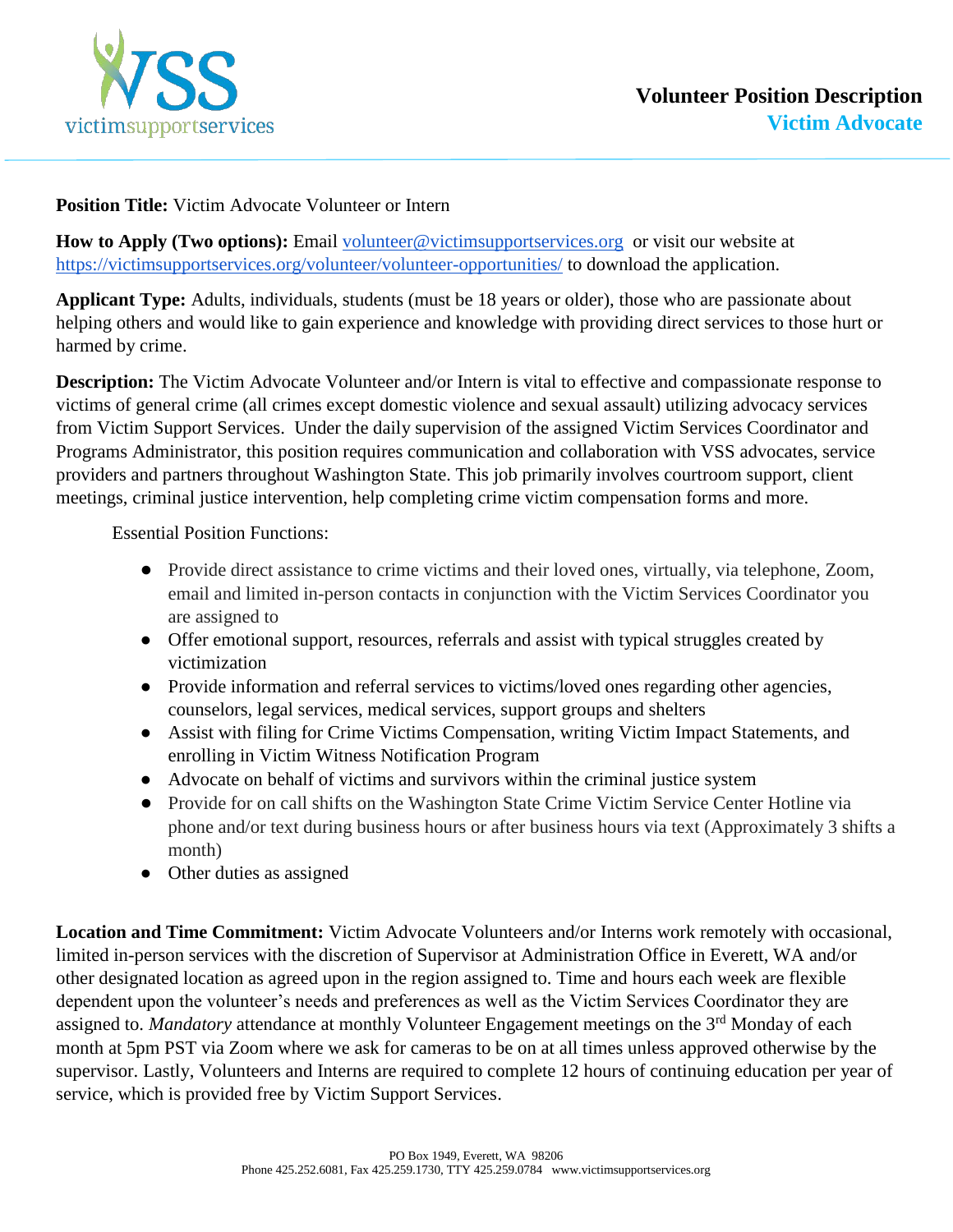# Volunteer Position Description
## Victim Advocate

**Position Title:** Victim Advocate Volunteer or Intern

**How to Apply (Two options):** Email volunteer@victimsupportservices.org or visit our website at https://victimsupportservices.org/volunteer/volunteer-opportunities/ to download the application.

**Applicant Type:** Adults, individuals, students (must be 18 years or older), those who are passionate about helping others and would like to gain experience and knowledge with providing direct services to those hurt or harmed by crime.

**Description:** The Victim Advocate Volunteer and/or Intern is vital to effective and compassionate response to victims of general crime (all crimes except domestic violence and sexual assault) utilizing advocacy services from Victim Support Services. Under the daily supervision of the assigned Victim Services Coordinator and Programs Administrator, this position requires communication and collaboration with VSS advocates, service providers and partners throughout Washington State. This job primarily involves courtroom support, client meetings, criminal justice intervention, help completing crime victim compensation forms and more.

Essential Position Functions:

- Provide direct assistance to crime victims and their loved ones, virtually, via telephone, Zoom, email and limited in-person contacts in conjunction with the Victim Services Coordinator you are assigned to
- Offer emotional support, resources, referrals and assist with typical struggles created by victimization
- Provide information and referral services to victims/loved ones regarding other agencies, counselors, legal services, medical services, support groups and shelters
- Assist with filing for Crime Victims Compensation, writing Victim Impact Statements, and enrolling in Victim Witness Notification Program
- Advocate on behalf of victims and survivors within the criminal justice system
- Provide for on call shifts on the Washington State Crime Victim Service Center Hotline via phone and/or text during business hours or after business hours via text (Approximately 3 shifts a month)
- Other duties as assigned

**Location and Time Commitment:** Victim Advocate Volunteers and/or Interns work remotely with occasional, limited in-person services with the discretion of Supervisor at Administration Office in Everett, WA and/or other designated location as agreed upon in the region assigned to. Time and hours each week are flexible dependent upon the volunteer's needs and preferences as well as the Victim Services Coordinator they are assigned to. *Mandatory* attendance at monthly Volunteer Engagement meetings on the 3rd Monday of each month at 5pm PST via Zoom where we ask for cameras to be on at all times unless approved otherwise by the supervisor. Lastly, Volunteers and Interns are required to complete 12 hours of continuing education per year of service, which is provided free by Victim Support Services.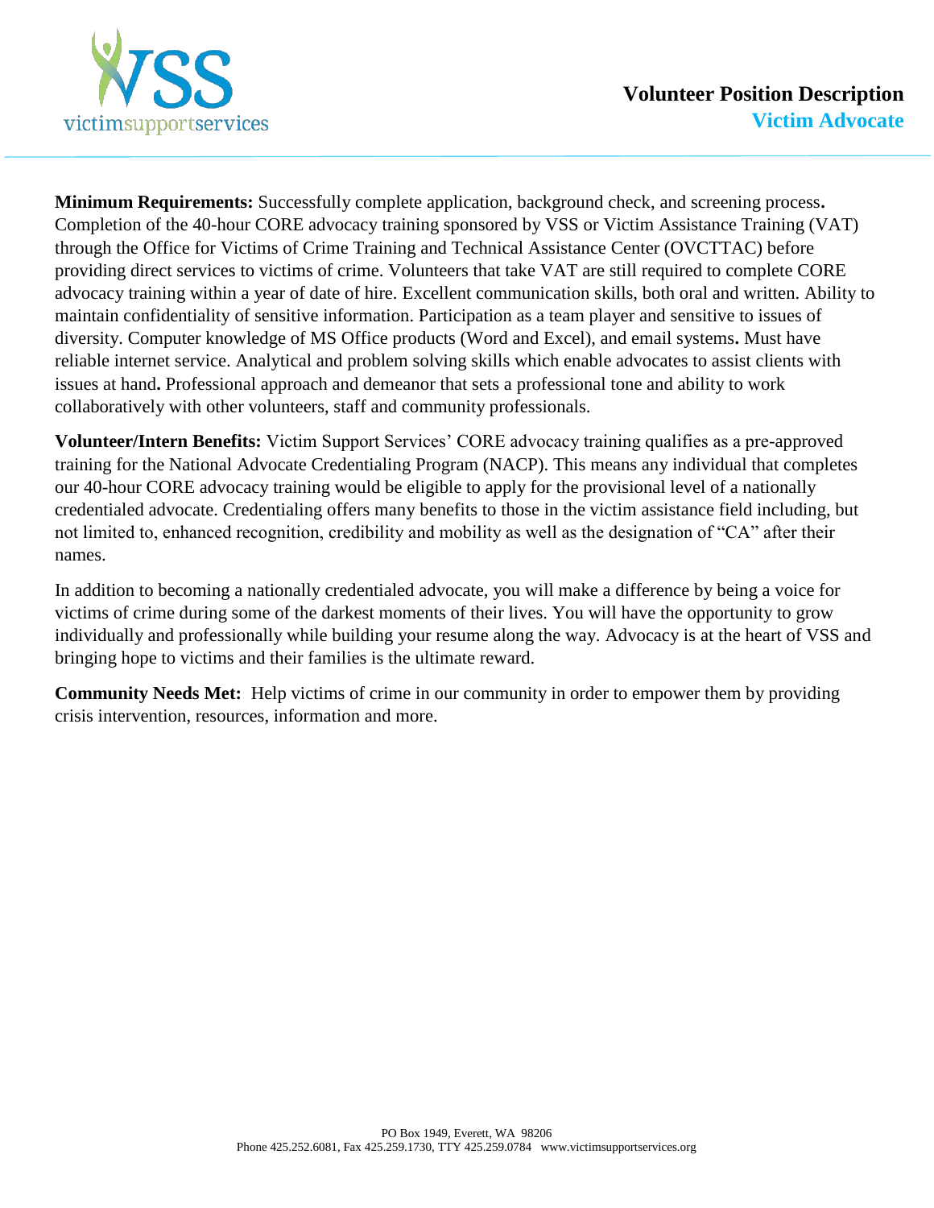Minimum Requirements: Successfully complete application, background check, and screening process. Completion of the 40-hour CORE advocacy training sponsored by VSS or Victim Assistance Training (VAT) through the Office for Victims of Crime Training and Technical Assistance Center (OVCTTAC) before providing direct services to victims of crime. Volunteers that take VAT are still required to complete CORE advocacy training within a year of date of hire. Excellent communication skills, both oral and written. Ability to maintain confidentiality of sensitive information. Participation as a team player and sensitive to issues of diversity. Computer knowledge of MS Office products (Word and Excel), and email systems. Must have reliable internet service. Analytical and problem solving skills which enable advocates to assist clients with issues at hand. Professional approach and demeanor that sets a professional tone and ability to work collaboratively with other volunteers, staff and community professionals.

**Volunteer/Intern Benefits:** Victim Support Services' CORE advocacy training qualifies as a pre-approved training for the National Advocate Credentialing Program (NACP). This means any individual that completes our 40-hour CORE advocacy training would be eligible to apply for the provisional level of a nationally credentialed advocate. Credentialing offers many benefits to those in the victim assistance field including, but not limited to, enhanced recognition, credibility and mobility as well as the designation of "CA" after their names.

In addition to becoming a nationally credentialed advocate, you will make a difference by being a voice for victims of crime during some of the darkest moments of their lives. You will have the opportunity to grow individually and professionally while building your resume along the way. Advocacy is at the heart of VSS and bringing hope to victims and their families is the ultimate reward.

**Community Needs Met:** Help victims of crime in our community in order to empower them by providing crisis intervention, resources, information and more.